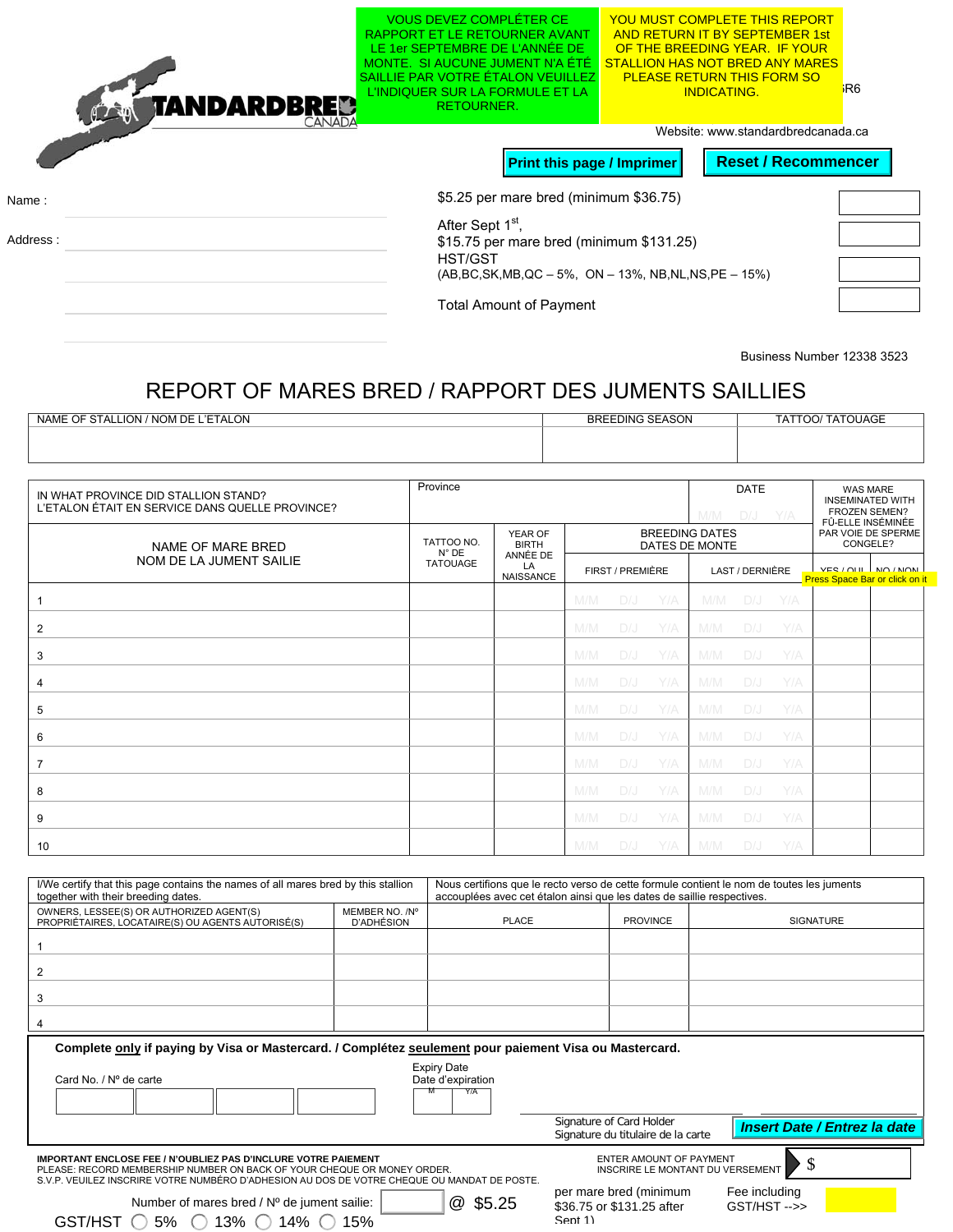STANDARDBRED CANADA

VOUS DEVEZ COMPLÉTER CE RAPPORT ET LE RETOURNER AVANT LE 1er SEPTEMBRE DE L'ANNÉE DE MONTE. SI AUCUNE JUMENT N'A ÉTÉ SAILLIE PAR VOTRE ÉTALON VEUILLEZ L'INDIQUER SUR LA FORMULE ET LA RETOURNER.

YOU MUST COMPLETE THIS REPORT AND RETURN IT BY SEPTEMBER 1st OF THE BREEDING YEAR. IF YOUR STALLION HAS NOT BRED ANY MARES PLEASE RETURN THIS FORM SO INDICATING.

R6

Website: www.standardbredcanada.ca

Print this page / Imprimer | Reset / Recommencer

Name :

Address :

$5.25 per mare bred (minimum $36.75)

After Sept 1st,
$15.75 per mare bred (minimum $131.25)

HST/GST
(AB,BC,SK,MB,QC – 5%, ON – 13%, NB,NL,NS,PE – 15%)

Total Amount of Payment

Business Number 12338 3523

# REPORT OF MARES BRED / RAPPORT DES JUMENTS SAILLIES

| NAME OF STALLION / NOM DE L'ETALON | BREEDING SEASON | TATTOO/ TATOUAGE |
|---|---|---|
| | | |

| IN WHAT PROVINCE DID STALLION STAND? L'ETALON ÉTAIT EN SERVICE DANS QUELLE PROVINCE? | Province | | DATE M/M D/J Y/A | | WAS MARE INSEMINATED WITH FROZEN SEMEN? FÛ-ELLE INSÉMINÉE PAR VOIE DE SPERME CONGELE? | |
|---|---|---|---|---|---|---|
| NAME OF MARE BRED / NOM DE LA JUMENT SAILIE | TATTOO NO. N° DE TATOUAGE | YEAR OF BIRTH ANNÉE DE LA NAISSANCE | BREEDING DATES / DATES DE MONTE: FIRST / PREMIÈRE | LAST / DERNIÈRE | YES / OUI | NO / NON |
| 1 | | | M/M D/J Y/A | M/M D/J Y/A | | |
| 2 | | | M/M D/J Y/A | M/M D/J Y/A | | |
| 3 | | | M/M D/J Y/A | M/M D/J Y/A | | |
| 4 | | | M/M D/J Y/A | M/M D/J Y/A | | |
| 5 | | | M/M D/J Y/A | M/M D/J Y/A | | |
| 6 | | | M/M D/J Y/A | M/M D/J Y/A | | |
| 7 | | | M/M D/J Y/A | M/M D/J Y/A | | |
| 8 | | | M/M D/J Y/A | M/M D/J Y/A | | |
| 9 | | | M/M D/J Y/A | M/M D/J Y/A | | |
| 10 | | | M/M D/J Y/A | M/M D/J Y/A | | |

Press Space Bar or click on it

I/We certify that this page contains the names of all mares bred by this stallion together with their breeding dates.

Nous certifions que le recto verso de cette formule contient le nom de toutes les juments accouplées avec cet étalon ainsi que les dates de saillie respectives.

| OWNERS, LESSEE(S) OR AUTHORIZED AGENT(S) PROPRIÉTAIRES, LOCATAIRE(S) OU AGENTS AUTORISÉ(S) | MEMBER NO. /Nº D'ADHÉSION | PLACE | PROVINCE | SIGNATURE |
|---|---|---|---|---|
| 1 | | | | |
| 2 | | | | |
| 3 | | | | |
| 4 | | | | |

**Complete only if paying by Visa or Mastercard. / Complétez seulement pour paiement Visa ou Mastercard.**

Card No. / Nº de carte

Expiry Date / Date d'expiration (M / Y/A)

Signature of Card Holder
Signature du titulaire de la carte

Insert Date / Entrez la date

**IMPORTANT ENCLOSE FEE / N'OUBLIEZ PAS D'INCLURE VOTRE PAIEMENT**
PLEASE: RECORD MEMBERSHIP NUMBER ON BACK OF YOUR CHEQUE OR MONEY ORDER.
S.V.P. VEUILEZ INSCRIRE VOTRE NUMÉRO D'ADHESION AU DOS DE VOTRE CHEQUE OU MANDAT DE POSTE.

ENTER AMOUNT OF PAYMENT
INSCRIRE LE MONTANT DU VERSEMENT $

Number of mares bred / Nº de jument sailie: @ $5.25 per mare bred (minimum $36.75 or $131.25 after Sept 1)

Fee including GST/HST -->>

GST/HST ◯ 5% ◯ 13% ◯ 14% ◯ 15%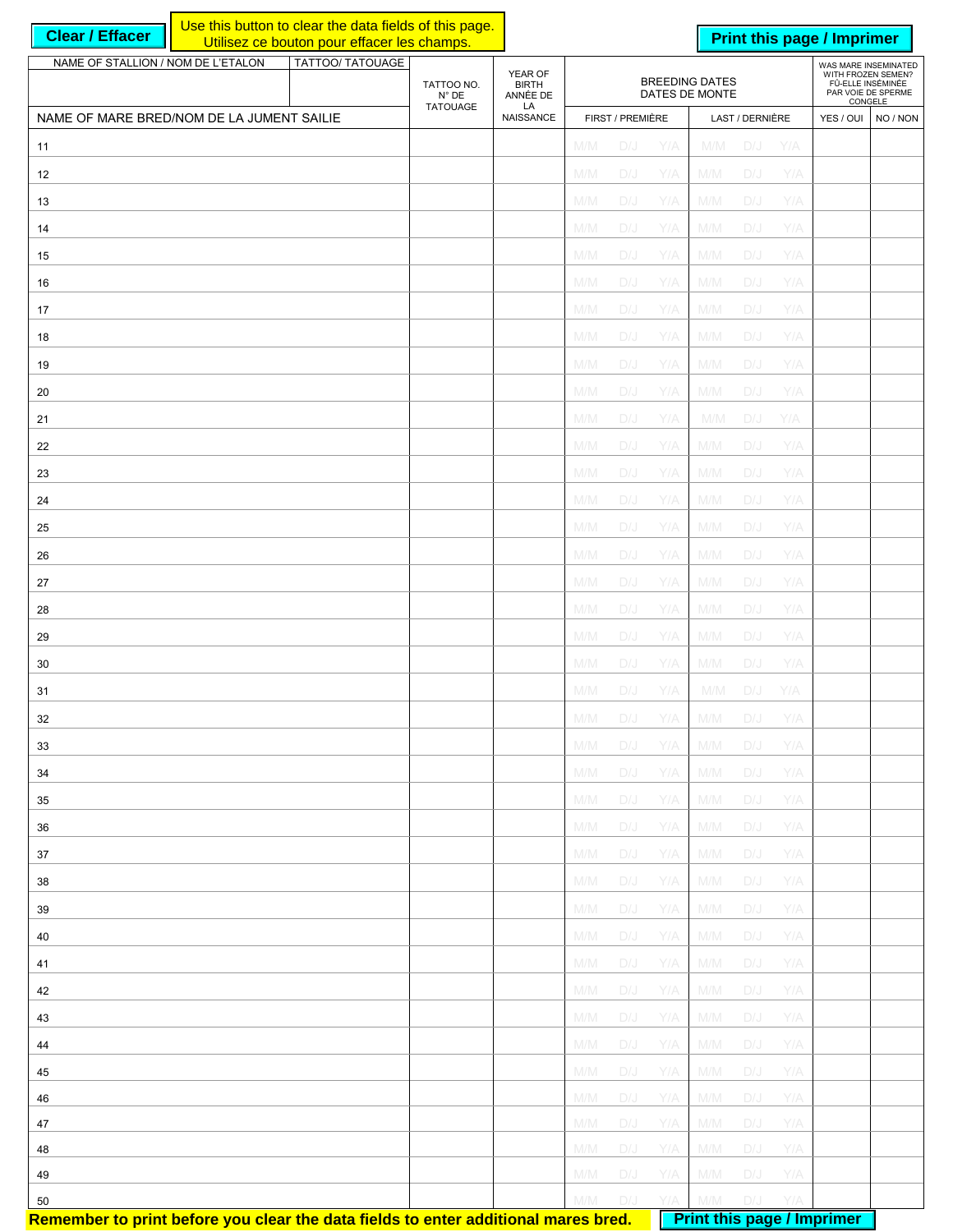Clear / Effacer

Use this button to clear the data fields of this page.
Utilisez ce bouton pour effacer les champs.

Print this page / Imprimer

| NAME OF STALLION / NOM DE L'ETALON | TATTOO/ TATOUAGE | | | | | | |
|---|---|---|---|---|---|---|---|
| | | | | | | | |

| NAME OF MARE BRED/NOM DE LA JUMENT SAILIE | TATTOO NO. N° DE TATOUAGE | YEAR OF BIRTH ANNÉE DE LA NAISSANCE | BREEDING DATES DATES DE MONTE | | WAS MARE INSEMINATED WITH FROZEN SEMEN? FÛ-ELLE INSÉMINÉE PAR VOIE DE SPERME CONGELE | |
|---|---|---|---|---|---|---|
| | | | FIRST / PREMIÈRE | LAST / DERNIÈRE | YES / OUI | NO / NON |
| 11 | | | M/M D/J Y/A | M/M D/J Y/A | | |
| 12 | | | M/M D/J Y/A | M/M D/J Y/A | | |
| 13 | | | M/M D/J Y/A | M/M D/J Y/A | | |
| 14 | | | M/M D/J Y/A | M/M D/J Y/A | | |
| 15 | | | M/M D/J Y/A | M/M D/J Y/A | | |
| 16 | | | M/M D/J Y/A | M/M D/J Y/A | | |
| 17 | | | M/M D/J Y/A | M/M D/J Y/A | | |
| 18 | | | M/M D/J Y/A | M/M D/J Y/A | | |
| 19 | | | M/M D/J Y/A | M/M D/J Y/A | | |
| 20 | | | M/M D/J Y/A | M/M D/J Y/A | | |
| 21 | | | M/M D/J Y/A | M/M D/J Y/A | | |
| 22 | | | M/M D/J Y/A | M/M D/J Y/A | | |
| 23 | | | M/M D/J Y/A | M/M D/J Y/A | | |
| 24 | | | M/M D/J Y/A | M/M D/J Y/A | | |
| 25 | | | M/M D/J Y/A | M/M D/J Y/A | | |
| 26 | | | M/M D/J Y/A | M/M D/J Y/A | | |
| 27 | | | M/M D/J Y/A | M/M D/J Y/A | | |
| 28 | | | M/M D/J Y/A | M/M D/J Y/A | | |
| 29 | | | M/M D/J Y/A | M/M D/J Y/A | | |
| 30 | | | M/M D/J Y/A | M/M D/J Y/A | | |
| 31 | | | M/M D/J Y/A | M/M D/J Y/A | | |
| 32 | | | M/M D/J Y/A | M/M D/J Y/A | | |
| 33 | | | M/M D/J Y/A | M/M D/J Y/A | | |
| 34 | | | M/M D/J Y/A | M/M D/J Y/A | | |
| 35 | | | M/M D/J Y/A | M/M D/J Y/A | | |
| 36 | | | M/M D/J Y/A | M/M D/J Y/A | | |
| 37 | | | M/M D/J Y/A | M/M D/J Y/A | | |
| 38 | | | M/M D/J Y/A | M/M D/J Y/A | | |
| 39 | | | M/M D/J Y/A | M/M D/J Y/A | | |
| 40 | | | M/M D/J Y/A | M/M D/J Y/A | | |
| 41 | | | M/M D/J Y/A | M/M D/J Y/A | | |
| 42 | | | M/M D/J Y/A | M/M D/J Y/A | | |
| 43 | | | M/M D/J Y/A | M/M D/J Y/A | | |
| 44 | | | M/M D/J Y/A | M/M D/J Y/A | | |
| 45 | | | M/M D/J Y/A | M/M D/J Y/A | | |
| 46 | | | M/M D/J Y/A | M/M D/J Y/A | | |
| 47 | | | M/M D/J Y/A | M/M D/J Y/A | | |
| 48 | | | M/M D/J Y/A | M/M D/J Y/A | | |
| 49 | | | M/M D/J Y/A | M/M D/J Y/A | | |
| 50 | | | M/M D/J Y/A | M/M D/J Y/A | | |

**Remember to print before you clear the data fields to enter additional mares bred.**

Print this page / Imprimer